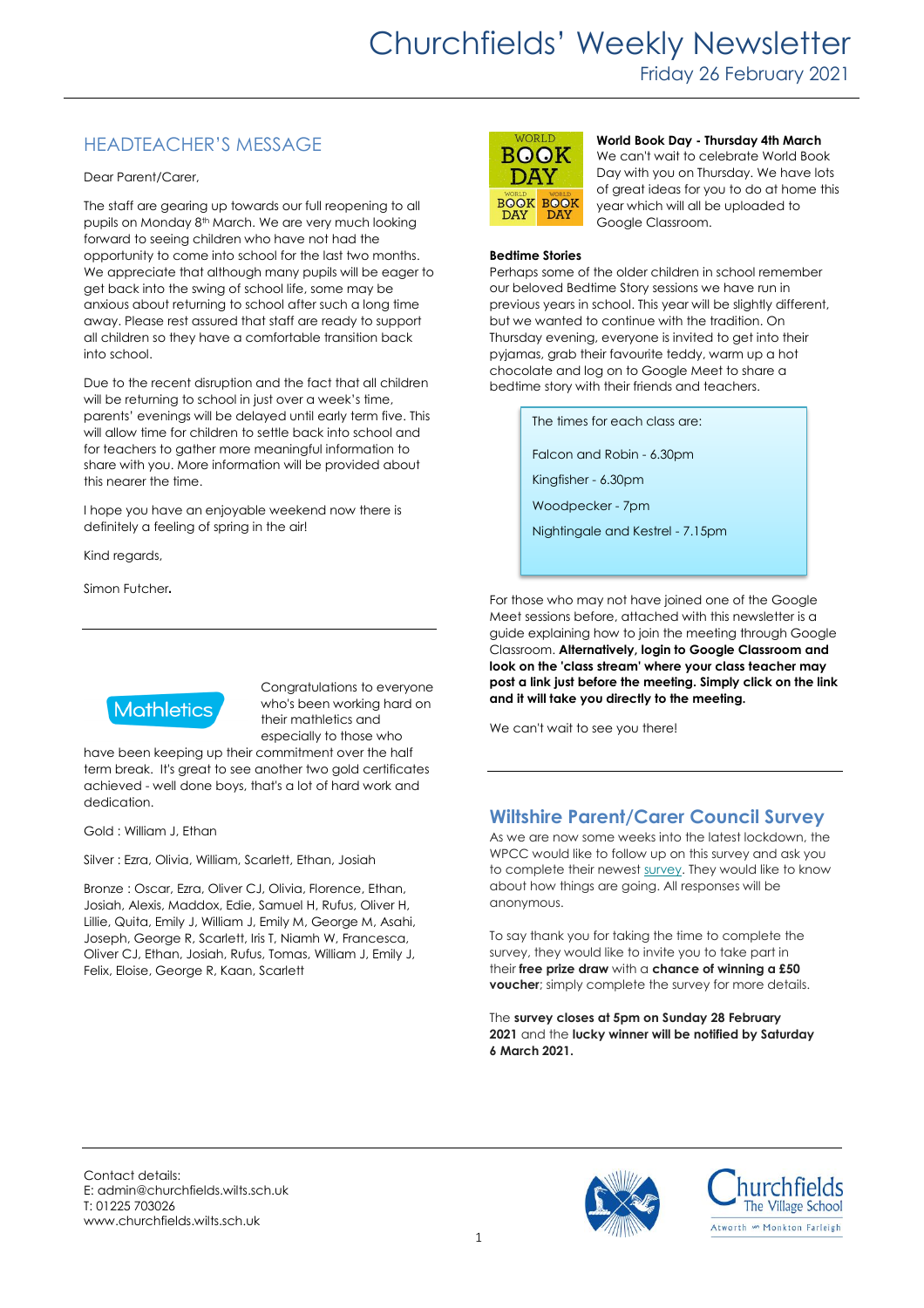# Churchfields' Weekly Newsletter

Friday 26 February 2021

## HEADTEACHER'S MESSAGE

Dear Parent/Carer,

The staff are gearing up towards our full reopening to all pupils on Monday 8th March. We are very much looking forward to seeing children who have not had the opportunity to come into school for the last two months. We appreciate that although many pupils will be eager to get back into the swing of school life, some may be anxious about returning to school after such a long time away. Please rest assured that staff are ready to support all children so they have a comfortable transition back into school.

Due to the recent disruption and the fact that all children will be returning to school in just over a week's time, parents' evenings will be delayed until early term five. This will allow time for children to settle back into school and for teachers to gather more meaningful information to share with you. More information will be provided about this nearer the time.

I hope you have an enjoyable weekend now there is definitely a feeling of spring in the air!

Kind regards,

Simon Futcher**.**

Mathletics

Congratulations to everyone who's been working hard on their mathletics and especially to those who have been keeping up their commitment over the half term break. It's great to see another two gold certificates achieved - well done boys, that's a lot of hard work and dedication.

Gold : William J, Ethan

Silver : Ezra, Olivia, William, Scarlett, Ethan, Josiah

Bronze : Oscar, Ezra, Oliver CJ, Olivia, Florence, Ethan, Josiah, Alexis, Maddox, Edie, Samuel H, Rufus, Oliver H, Lillie, Quita, Emily J, William J, Emily M, George M, Asahi, Joseph, George R, Scarlett, Iris T, Niamh W, Francesca, Oliver CJ, Ethan, Josiah, Rufus, Tomas, William J, Emily J, Felix, Eloise, George R, Kaan, Scarlett

WORLD BOOK DAY

**World Book Day - Thursday 4th March**

We can't wait to celebrate World Book Day with you on Thursday. We have lots of great ideas for you to do at home this year which will all be uploaded to Google Classroom.

**Bedtime Stories**

Perhaps some of the older children in school remember our beloved Bedtime Story sessions we have run in previous years in school. This year will be slightly different, but we wanted to continue with the tradition. On Thursday evening, everyone is invited to get into their pyjamas, grab their favourite teddy, warm up a hot chocolate and log on to Google Meet to share a bedtime story with their friends and teachers.

The times for each class are:

Falcon and Robin - 6.30pm

Kingfisher - 6.30pm

Woodpecker - 7pm

Nightingale and Kestrel - 7.15pm

For those who may not have joined one of the Google Meet sessions before, attached with this newsletter is a guide explaining how to join the meeting through Google Classroom. **Alternatively, login to Google Classroom and look on the 'class stream' where your class teacher may post a link just before the meeting. Simply click on the link and it will take you directly to the meeting.**

We can't wait to see you there!

## Wiltshire Parent/Carer Council Survey

As we are now some weeks into the latest lockdown, the WPCC would like to follow up on this survey and ask you to complete their newest survey. They would like to know about how things are going. All responses will be anonymous.

To say thank you for taking the time to complete the survey, they would like to invite you to take part in their **free prize draw** with a **chance of winning a £50 voucher**; simply complete the survey for more details.

The **survey closes at 5pm on Sunday 28 February 2021** and the **lucky winner will be notified by Saturday 6 March 2021.**

Contact details:
E: admin@churchfields.wilts.sch.uk
T: 01225 703026
www.churchfields.wilts.sch.uk

Churchfields The Village School
Atworth and Monkton Farleigh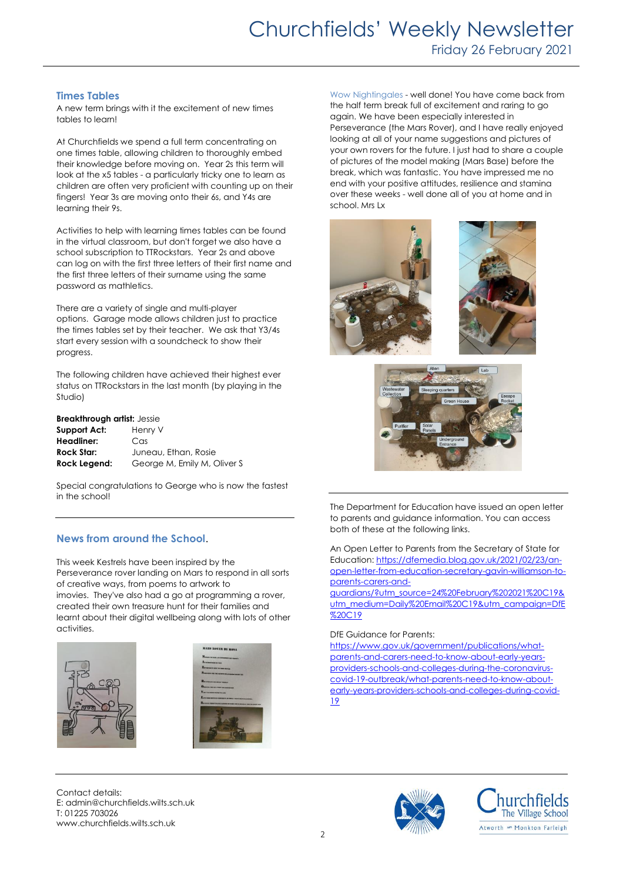## Times Tables

A new term brings with it the excitement of new times tables to learn!

At Churchfields we spend a full term concentrating on one times table, allowing children to thoroughly embed their knowledge before moving on. Year 2s this term will look at the x5 tables - a particularly tricky one to learn as children are often very proficient with counting up on their fingers! Year 3s are moving onto their 6s, and Y4s are learning their 9s.

Activities to help with learning times tables can be found in the virtual classroom, but don't forget we also have a school subscription to TTRockstars. Year 2s and above can log on with the first three letters of their first name and the first three letters of their surname using the same password as mathletics.

There are a variety of single and multi-player options. Garage mode allows children just to practice the times tables set by their teacher. We ask that Y3/4s start every session with a soundcheck to show their progress.

The following children have achieved their highest ever status on TTRockstars in the last month (by playing in the Studio)

**Breakthrough artist:** Jessie

| | |
|---|---|
| **Support Act:** | Henry V |
| **Headliner:** | Cas |
| **Rock Star:** | Juneau, Ethan, Rosie |
| **Rock Legend:** | George M, Emily M, Oliver S |

Special congratulations to George who is now the fastest in the school!

## News from around the School.

This week Kestrels have been inspired by the Perseverance rover landing on Mars to respond in all sorts of creative ways, from poems to artwork to imovies. They've also had a go at programming a rover, created their own treasure hunt for their families and learnt about their digital wellbeing along with lots of other activities.

Wow Nightingales - well done! You have come back from the half term break full of excitement and raring to go again. We have been especially interested in Perseverance (the Mars Rover), and I have really enjoyed looking at all of your name suggestions and pictures of your own rovers for the future. I just had to share a couple of pictures of the model making (Mars Base) before the break, which was fantastic. You have impressed me no end with your positive attitudes, resilience and stamina over these weeks - well done all of you at home and in school. Mrs Lx

The Department for Education have issued an open letter to parents and guidance information. You can access both of these at the following links.

An Open Letter to Parents from the Secretary of State for Education: https://dfemedia.blog.gov.uk/2021/02/23/an-open-letter-from-education-secretary-gavin-williamson-to-parents-carers-and-guardians/?utm_source=24%20February%202021%20C19&utm_medium=Daily%20Email%20C19&utm_campaign=DfE%20C19

DfE Guidance for Parents:
https://www.gov.uk/government/publications/what-parents-and-carers-need-to-know-about-early-years-providers-schools-and-colleges-during-the-coronavirus-covid-19-outbreak/what-parents-need-to-know-about-early-years-providers-schools-and-colleges-during-covid-19

Contact details:
E: admin@churchfields.wilts.sch.uk
T: 01225 703026
www.churchfields.wilts.sch.uk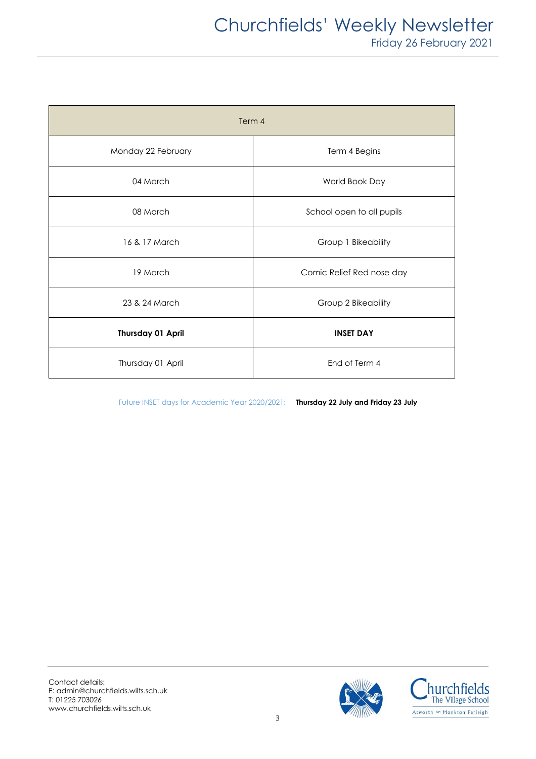| Term 4 | |
|---|---|
| Monday 22 February | Term 4 Begins |
| 04 March | World Book Day |
| 08 March | School open to all pupils |
| 16 & 17 March | Group 1 Bikeability |
| 19 March | Comic Relief Red nose day |
| 23 & 24 March | Group 2 Bikeability |
| **Thursday 01 April** | **INSET DAY** |
| Thursday 01 April | End of Term 4 |

Future INSET days for Academic Year 2020/2021: **Thursday 22 July and Friday 23 July**

Contact details:
E: admin@churchfields.wilts.sch.uk
T: 01225 703026
www.churchfields.wilts.sch.uk